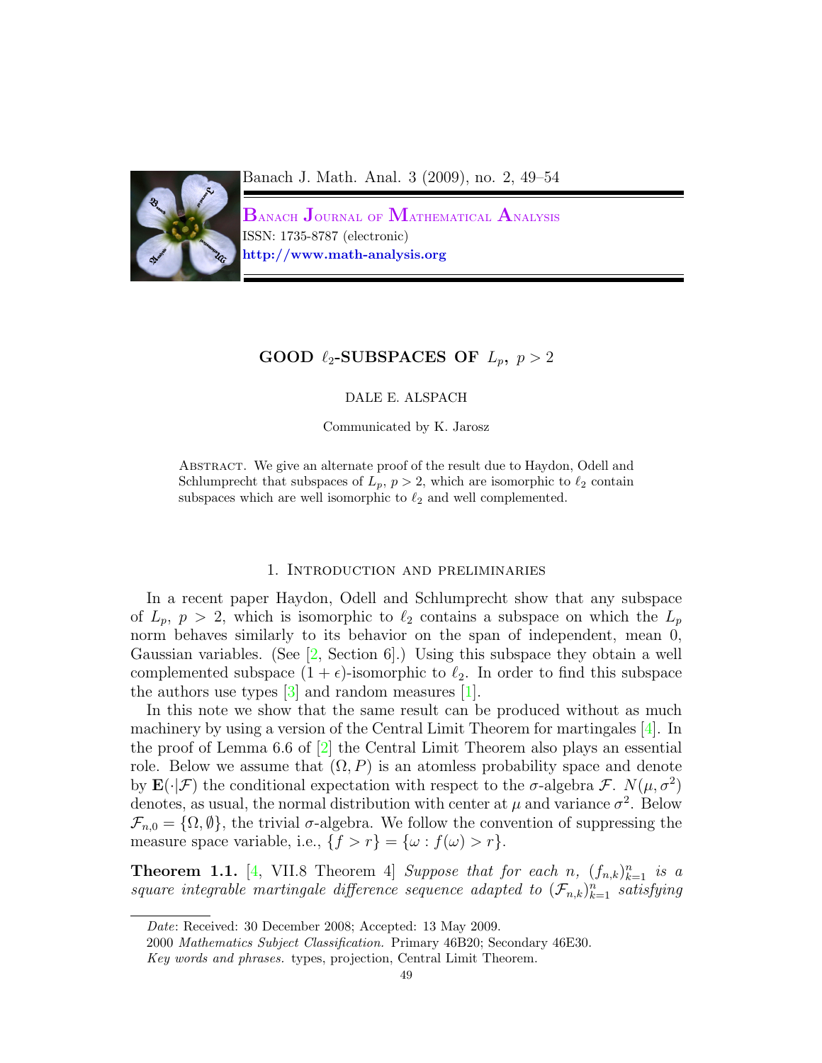# GOOD $\ell_2$-SUBSPACES OF $L_p$, $p > 2$

DALE E. ALSPACH

Communicated by K. Jarosz

Abstract. We give an alternate proof of the result due to Haydon, Odell and Schlumprecht that subspaces of $L_p$, $p > 2$, which are isomorphic to $\ell_2$ contain subspaces which are well isomorphic to $\ell_2$ and well complemented.

## 1. Introduction and preliminaries

In a recent paper Haydon, Odell and Schlumprecht show that any subspace of $L_p$, $p > 2$, which is isomorphic to $\ell_2$ contains a subspace on which the $L_p$ norm behaves similarly to its behavior on the span of independent, mean 0, Gaussian variables. (See [2, Section 6].) Using this subspace they obtain a well complemented subspace $(1+\epsilon)$-isomorphic to $\ell_2$. In order to find this subspace the authors use types [3] and random measures [1].

In this note we show that the same result can be produced without as much machinery by using a version of the Central Limit Theorem for martingales [4]. In the proof of Lemma 6.6 of [2] the Central Limit Theorem also plays an essential role. Below we assume that $(\Omega, P)$ is an atomless probability space and denote by $\mathbf{E}(\cdot|\mathcal{F})$ the conditional expectation with respect to the $\sigma$-algebra $\mathcal{F}$. $N(\mu, \sigma^2)$ denotes, as usual, the normal distribution with center at $\mu$ and variance $\sigma^2$. Below $\mathcal{F}_{n,0} = \{\Omega, \emptyset\}$, the trivial $\sigma$-algebra. We follow the convention of suppressing the measure space variable, i.e., $\{f > r\} = \{\omega : f(\omega) > r\}$.

**Theorem 1.1.** [4, VII.8 Theorem 4] *Suppose that for each $n$, $(f_{n,k})_{k=1}^n$ is a square integrable martingale difference sequence adapted to $(\mathcal{F}_{n,k})_{k=1}^n$ satisfying*

---

*Date*: Received: 30 December 2008; Accepted: 13 May 2009.

2000 *Mathematics Subject Classification.* Primary 46B20; Secondary 46E30.

*Key words and phrases.* types, projection, Central Limit Theorem.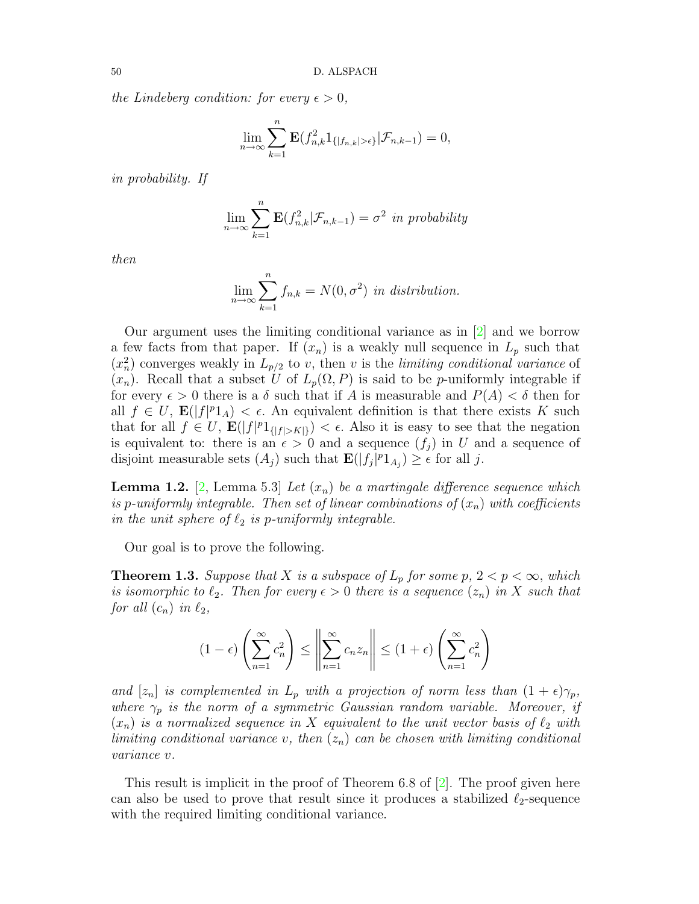*the Lindeberg condition: for every $\epsilon > 0$,*

$$\lim_{n\to\infty} \sum_{k=1}^{n} \mathbf{E}(f_{n,k}^2 1_{\{|f_{n,k}|>\epsilon\}}|\mathcal{F}_{n,k-1}) = 0,$$

*in probability. If*

$$\lim_{n\to\infty} \sum_{k=1}^{n} \mathbf{E}(f_{n,k}^2|\mathcal{F}_{n,k-1}) = \sigma^2 \text{ in probability}$$

*then*

$$\lim_{n\to\infty} \sum_{k=1}^{n} f_{n,k} = N(0,\sigma^2) \text{ in distribution.}$$

Our argument uses the limiting conditional variance as in [2] and we borrow a few facts from that paper. If $(x_n)$ is a weakly null sequence in $L_p$ such that $(x_n^2)$ converges weakly in $L_{p/2}$ to $v$, then $v$ is the *limiting conditional variance* of $(x_n)$. Recall that a subset $U$ of $L_p(\Omega, P)$ is said to be $p$-uniformly integrable if for every $\epsilon > 0$ there is a $\delta$ such that if $A$ is measurable and $P(A) < \delta$ then for all $f \in U$, $\mathbf{E}(|f|^p 1_A) < \epsilon$. An equivalent definition is that there exists $K$ such that for all $f \in U$, $\mathbf{E}(|f|^p 1_{\{|f|>K|\}}) < \epsilon$. Also it is easy to see that the negation is equivalent to: there is an $\epsilon > 0$ and a sequence $(f_j)$ in $U$ and a sequence of disjoint measurable sets $(A_j)$ such that $\mathbf{E}(|f_j|^p 1_{A_j}) \geq \epsilon$ for all $j$.

**Lemma 1.2.** [2, Lemma 5.3] *Let $(x_n)$ be a martingale difference sequence which is $p$-uniformly integrable. Then set of linear combinations of $(x_n)$ with coefficients in the unit sphere of $\ell_2$ is $p$-uniformly integrable.*

Our goal is to prove the following.

**Theorem 1.3.** *Suppose that $X$ is a subspace of $L_p$ for some $p$, $2 < p < \infty$, which is isomorphic to $\ell_2$. Then for every $\epsilon > 0$ there is a sequence $(z_n)$ in $X$ such that for all $(c_n)$ in $\ell_2$,*

$$(1-\epsilon)\left(\sum_{n=1}^{\infty} c_n^2\right) \leq \left\|\sum_{n=1}^{\infty} c_n z_n\right\| \leq (1+\epsilon)\left(\sum_{n=1}^{\infty} c_n^2\right)$$

*and $[z_n]$ is complemented in $L_p$ with a projection of norm less than $(1+\epsilon)\gamma_p$, where $\gamma_p$ is the norm of a symmetric Gaussian random variable. Moreover, if $(x_n)$ is a normalized sequence in $X$ equivalent to the unit vector basis of $\ell_2$ with limiting conditional variance $v$, then $(z_n)$ can be chosen with limiting conditional variance $v$.*

This result is implicit in the proof of Theorem 6.8 of [2]. The proof given here can also be used to prove that result since it produces a stabilized $\ell_2$-sequence with the required limiting conditional variance.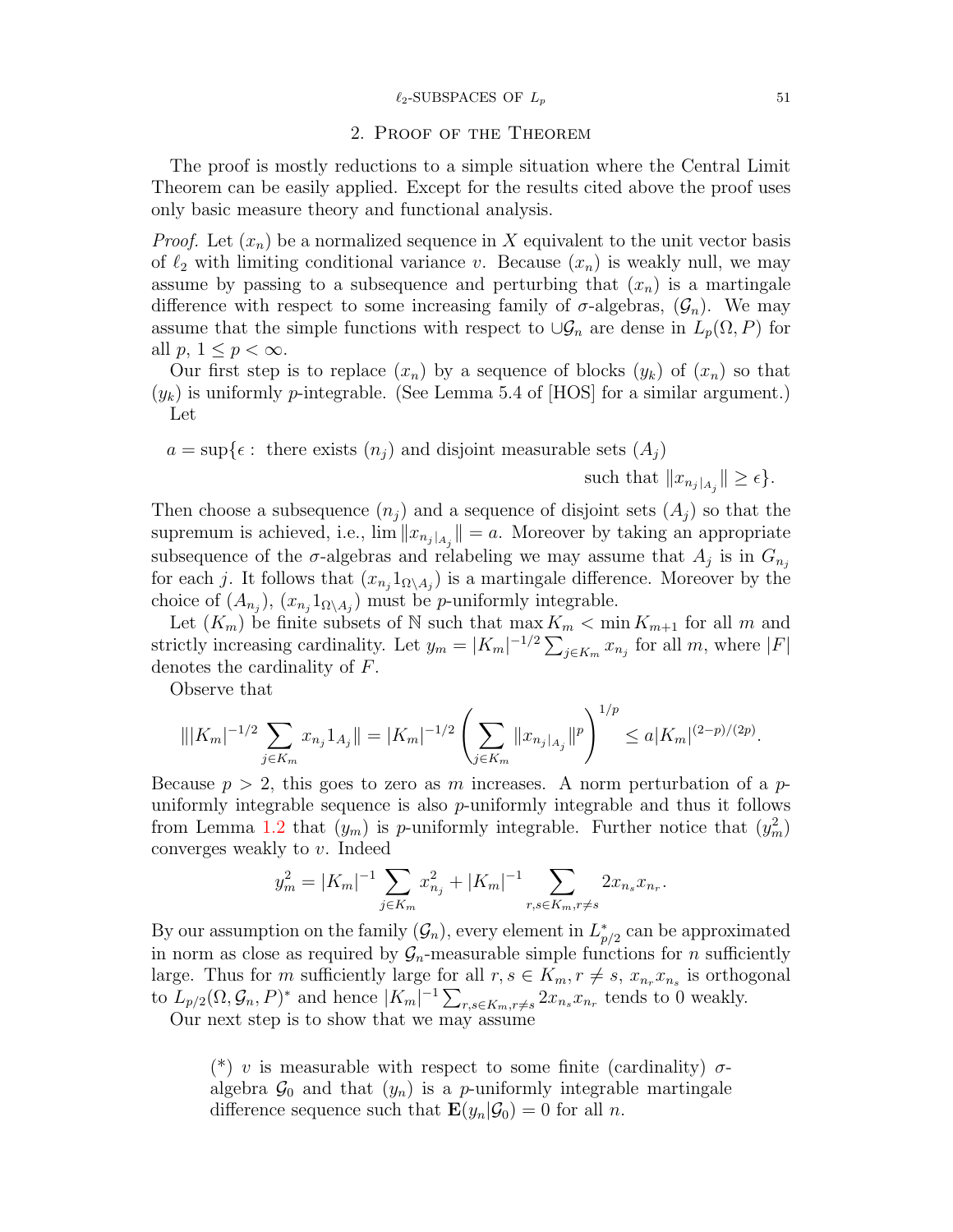## 2. Proof of the Theorem

The proof is mostly reductions to a simple situation where the Central Limit Theorem can be easily applied. Except for the results cited above the proof uses only basic measure theory and functional analysis.

*Proof.* Let $(x_n)$ be a normalized sequence in $X$ equivalent to the unit vector basis of $\ell_2$ with limiting conditional variance $v$. Because $(x_n)$ is weakly null, we may assume by passing to a subsequence and perturbing that $(x_n)$ is a martingale difference with respect to some increasing family of $\sigma$-algebras, $(\mathcal{G}_n)$. We may assume that the simple functions with respect to $\cup\mathcal{G}_n$ are dense in $L_p(\Omega, P)$ for all $p$, $1 \leq p < \infty$.

Our first step is to replace $(x_n)$ by a sequence of blocks $(y_k)$ of $(x_n)$ so that $(y_k)$ is uniformly $p$-integrable. (See Lemma 5.4 of [HOS] for a similar argument.) Let

$$a = \sup\{\epsilon : \text{ there exists } (n_j) \text{ and disjoint measurable sets } (A_j) \text{ such that } \|x_{n_j|A_j}\| \geq \epsilon\}.$$

Then choose a subsequence $(n_j)$ and a sequence of disjoint sets $(A_j)$ so that the supremum is achieved, i.e., $\lim \|x_{n_j|A_j}\| = a$. Moreover by taking an appropriate subsequence of the $\sigma$-algebras and relabeling we may assume that $A_j$ is in $G_{n_j}$ for each $j$. It follows that $(x_{n_j}1_{\Omega\setminus A_j})$ is a martingale difference. Moreover by the choice of $(A_{n_j})$, $(x_{n_j}1_{\Omega\setminus A_j})$ must be $p$-uniformly integrable.

Let $(K_m)$ be finite subsets of $\mathbb{N}$ such that $\max K_m < \min K_{m+1}$ for all $m$ and strictly increasing cardinality. Let $y_m = |K_m|^{-1/2}\sum_{j\in K_m} x_{n_j}$ for all $m$, where $|F|$ denotes the cardinality of $F$.

Observe that

$$\||K_m|^{-1/2}\sum_{j\in K_m} x_{n_j}1_{A_j}\| = |K_m|^{-1/2}\left(\sum_{j\in K_m}\|x_{n_j|A_j}\|^p\right)^{1/p} \leq a|K_m|^{(2-p)/(2p)}.$$

Because $p > 2$, this goes to zero as $m$ increases. A norm perturbation of a $p$-uniformly integrable sequence is also $p$-uniformly integrable and thus it follows from Lemma 1.2 that $(y_m)$ is $p$-uniformly integrable. Further notice that $(y_m^2)$ converges weakly to $v$. Indeed

$$y_m^2 = |K_m|^{-1}\sum_{j\in K_m} x_{n_j}^2 + |K_m|^{-1}\sum_{r,s\in K_m, r\neq s} 2x_{n_s}x_{n_r}.$$

By our assumption on the family $(\mathcal{G}_n)$, every element in $L_{p/2}^*$ can be approximated in norm as close as required by $\mathcal{G}_n$-measurable simple functions for $n$ sufficiently large. Thus for $m$ sufficiently large for all $r, s \in K_m, r \neq s$, $x_{n_r}x_{n_s}$ is orthogonal to $L_{p/2}(\Omega, \mathcal{G}_n, P)^*$ and hence $|K_m|^{-1}\sum_{r,s\in K_m, r\neq s} 2x_{n_s}x_{n_r}$ tends to 0 weakly.

Our next step is to show that we may assume

> (*) $v$ is measurable with respect to some finite (cardinality) $\sigma$-algebra $\mathcal{G}_0$ and that $(y_n)$ is a $p$-uniformly integrable martingale difference sequence such that $\mathbf{E}(y_n|\mathcal{G}_0) = 0$ for all $n$.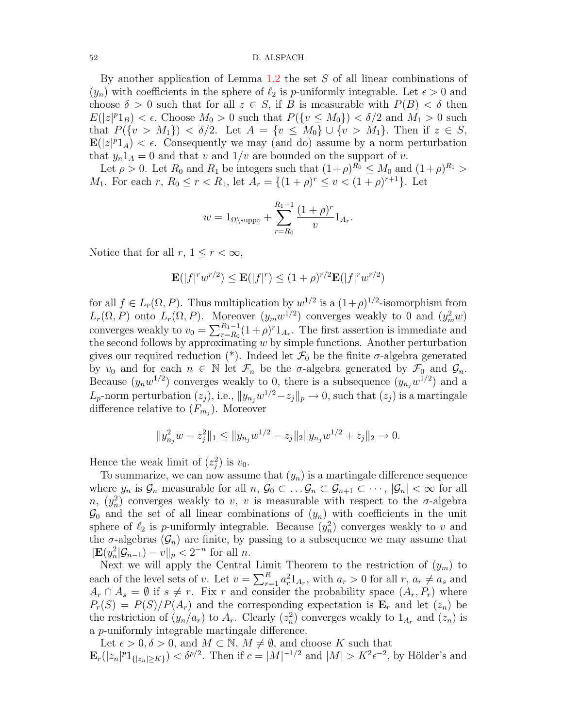By another application of Lemma 1.2 the set $S$ of all linear combinations of $(y_n)$ with coefficients in the sphere of $\ell_2$ is $p$-uniformly integrable. Let $\epsilon > 0$ and choose $\delta > 0$ such that for all $z \in S$, if $B$ is measurable with $P(B) < \delta$ then $E(|z|^p 1_B) < \epsilon$. Choose $M_0 > 0$ such that $P(\{v \leq M_0\}) < \delta/2$ and $M_1 > 0$ such that $P(\{v > M_1\}) < \delta/2$. Let $A = \{v \leq M_0\} \cup \{v > M_1\}$. Then if $z \in S$, $\mathbf{E}(|z|^p 1_A) < \epsilon$. Consequently we may (and do) assume by a norm perturbation that $y_n 1_A = 0$ and that $v$ and $1/v$ are bounded on the support of $v$.

Let $\rho > 0$. Let $R_0$ and $R_1$ be integers such that $(1+\rho)^{R_0} \leq M_0$ and $(1+\rho)^{R_1} > M_1$. For each $r$, $R_0 \leq r < R_1$, let $A_r = \{(1+\rho)^r \leq v < (1+\rho)^{r+1}\}$. Let

$$w = 1_{\Omega \setminus \mathrm{supp} v} + \sum_{r=R_0}^{R_1-1} \frac{(1+\rho)^r}{v} 1_{A_r}.$$

Notice that for all $r$, $1 \leq r < \infty$,

$$\mathbf{E}(|f|^r w^{r/2}) \leq \mathbf{E}(|f|^r) \leq (1+\rho)^{r/2} \mathbf{E}(|f|^r w^{r/2})$$

for all $f \in L_r(\Omega, P)$. Thus multiplication by $w^{1/2}$ is a $(1+\rho)^{1/2}$-isomorphism from $L_r(\Omega, P)$ onto $L_r(\Omega, P)$. Moreover $(y_m w^{1/2})$ converges weakly to 0 and $(y_m^2 w)$ converges weakly to $v_0 = \sum_{r=R_0}^{R_1-1} (1+\rho)^r 1_{A_r}$. The first assertion is immediate and the second follows by approximating $w$ by simple functions. Another perturbation gives our required reduction (\*). Indeed let $\mathcal{F}_0$ be the finite $\sigma$-algebra generated by $v_0$ and for each $n \in \mathbb{N}$ let $\mathcal{F}_n$ be the $\sigma$-algebra generated by $\mathcal{F}_0$ and $\mathcal{G}_n$. Because $(y_n w^{1/2})$ converges weakly to 0, there is a subsequence $(y_{n_j} w^{1/2})$ and a $L_p$-norm perturbation $(z_j)$, i.e., $\|y_{n_j} w^{1/2} - z_j\|_p \to 0$, such that $(z_j)$ is a martingale difference relative to $(F_{m_j})$. Moreover

$$\|y_{n_j}^2 w - z_j^2\|_1 \leq \|y_{n_j} w^{1/2} - z_j\|_2 \|y_{n_j} w^{1/2} + z_j\|_2 \to 0.$$

Hence the weak limit of $(z_j^2)$ is $v_0$.

To summarize, we can now assume that $(y_n)$ is a martingale difference sequence where $y_n$ is $\mathcal{G}_n$ measurable for all $n$, $\mathcal{G}_0 \subset \ldots \mathcal{G}_n \subset \mathcal{G}_{n+1} \subset \cdots$, $|\mathcal{G}_n| < \infty$ for all $n$, $(y_n^2)$ converges weakly to $v$, $v$ is measurable with respect to the $\sigma$-algebra $\mathcal{G}_0$ and the set of all linear combinations of $(y_n)$ with coefficients in the unit sphere of $\ell_2$ is $p$-uniformly integrable. Because $(y_n^2)$ converges weakly to $v$ and the $\sigma$-algebras $(\mathcal{G}_n)$ are finite, by passing to a subsequence we may assume that $\|\mathbf{E}(y_n^2|\mathcal{G}_{n-1}) - v\|_p < 2^{-n}$ for all $n$.

Next we will apply the Central Limit Theorem to the restriction of $(y_m)$ to each of the level sets of $v$. Let $v = \sum_{r=1}^{R} a_r^2 1_{A_r}$, with $a_r > 0$ for all $r$, $a_r \neq a_s$ and $A_r \cap A_s = \emptyset$ if $s \neq r$. Fix $r$ and consider the probability space $(A_r, P_r)$ where $P_r(S) = P(S)/P(A_r)$ and the corresponding expectation is $\mathbf{E}_r$ and let $(z_n)$ be the restriction of $(y_n/a_r)$ to $A_r$. Clearly $(z_n^2)$ converges weakly to $1_{A_r}$ and $(z_n)$ is a $p$-uniformly integrable martingale difference.

Let $\epsilon > 0, \delta > 0$, and $M \subset \mathbb{N}$, $M \neq \emptyset$, and choose $K$ such that $\mathbf{E}_r(|z_n|^p 1_{\{|z_n| \geq K\}}) < \delta^{p/2}$. Then if $c = |M|^{-1/2}$ and $|M| > K^2 \epsilon^{-2}$, by Hölder's and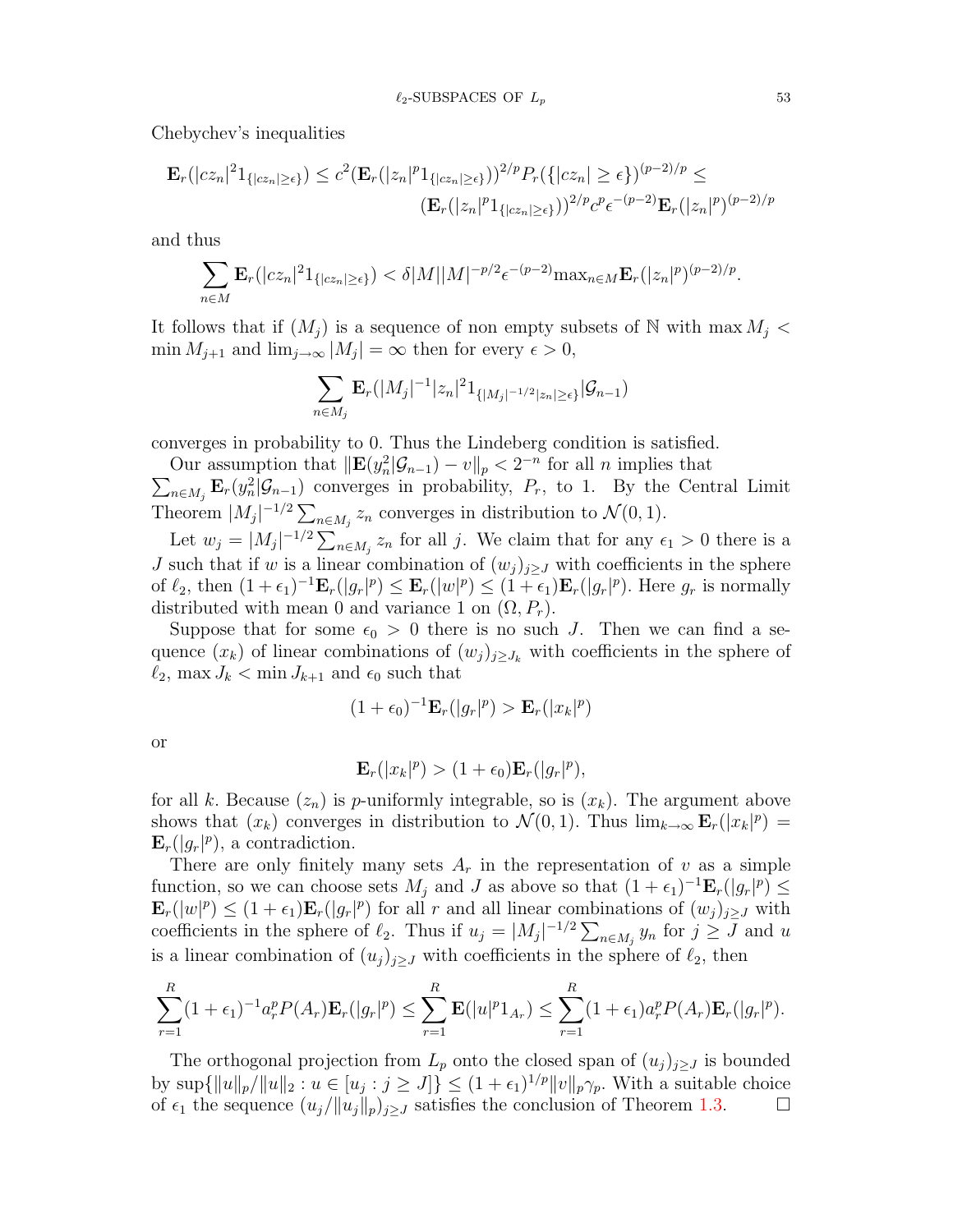Chebychev's inequalities

$$\mathbf{E}_r(|cz_n|^2 1_{\{|cz_n|\geq\epsilon\}}) \leq c^2(\mathbf{E}_r(|z_n|^p 1_{\{|cz_n|\geq\epsilon\}}))^{2/p} P_r(\{|cz_n| \geq \epsilon\})^{(p-2)/p} \leq$$
$$(\mathbf{E}_r(|z_n|^p 1_{\{|cz_n|\geq\epsilon\}}))^{2/p} c^p \epsilon^{-(p-2)} \mathbf{E}_r(|z_n|^p)^{(p-2)/p}$$

and thus

$$\sum_{n\in M} \mathbf{E}_r(|cz_n|^2 1_{\{|cz_n|\geq\epsilon\}}) < \delta|M||M|^{-p/2}\epsilon^{-(p-2)}\max_{n\in M}\mathbf{E}_r(|z_n|^p)^{(p-2)/p}.$$

It follows that if $(M_j)$ is a sequence of non empty subsets of $\mathbb{N}$ with $\max M_j < \min M_{j+1}$ and $\lim_{j\to\infty}|M_j| = \infty$ then for every $\epsilon > 0$,

$$\sum_{n\in M_j} \mathbf{E}_r(|M_j|^{-1}|z_n|^2 1_{\{|M_j|^{-1/2}|z_n|\geq\epsilon\}}|\mathcal{G}_{n-1})$$

converges in probability to 0. Thus the Lindeberg condition is satisfied.

Our assumption that $\|\mathbf{E}(y_n^2|\mathcal{G}_{n-1}) - v\|_p < 2^{-n}$ for all $n$ implies that $\sum_{n\in M_j}\mathbf{E}_r(y_n^2|\mathcal{G}_{n-1})$ converges in probability, $P_r$, to 1. By the Central Limit Theorem $|M_j|^{-1/2}\sum_{n\in M_j} z_n$ converges in distribution to $\mathcal{N}(0,1)$.

Let $w_j = |M_j|^{-1/2}\sum_{n\in M_j} z_n$ for all $j$. We claim that for any $\epsilon_1 > 0$ there is a $J$ such that if $w$ is a linear combination of $(w_j)_{j\geq J}$ with coefficients in the sphere of $\ell_2$, then $(1+\epsilon_1)^{-1}\mathbf{E}_r(|g_r|^p) \leq \mathbf{E}_r(|w|^p) \leq (1+\epsilon_1)\mathbf{E}_r(|g_r|^p)$. Here $g_r$ is normally distributed with mean 0 and variance 1 on $(\Omega, P_r)$.

Suppose that for some $\epsilon_0 > 0$ there is no such $J$. Then we can find a sequence $(x_k)$ of linear combinations of $(w_j)_{j\geq J_k}$ with coefficients in the sphere of $\ell_2$, $\max J_k < \min J_{k+1}$ and $\epsilon_0$ such that

$$(1+\epsilon_0)^{-1}\mathbf{E}_r(|g_r|^p) > \mathbf{E}_r(|x_k|^p)$$

or

$$\mathbf{E}_r(|x_k|^p) > (1+\epsilon_0)\mathbf{E}_r(|g_r|^p),$$

for all $k$. Because $(z_n)$ is $p$-uniformly integrable, so is $(x_k)$. The argument above shows that $(x_k)$ converges in distribution to $\mathcal{N}(0,1)$. Thus $\lim_{k\to\infty}\mathbf{E}_r(|x_k|^p) = \mathbf{E}_r(|g_r|^p)$, a contradiction.

There are only finitely many sets $A_r$ in the representation of $v$ as a simple function, so we can choose sets $M_j$ and $J$ as above so that $(1+\epsilon_1)^{-1}\mathbf{E}_r(|g_r|^p) \leq \mathbf{E}_r(|w|^p) \leq (1+\epsilon_1)\mathbf{E}_r(|g_r|^p)$ for all $r$ and all linear combinations of $(w_j)_{j\geq J}$ with coefficients in the sphere of $\ell_2$. Thus if $u_j = |M_j|^{-1/2}\sum_{n\in M_j} y_n$ for $j \geq J$ and $u$ is a linear combination of $(u_j)_{j\geq J}$ with coefficients in the sphere of $\ell_2$, then

$$\sum_{r=1}^{R}(1+\epsilon_1)^{-1}a_r^p P(A_r)\mathbf{E}_r(|g_r|^p) \leq \sum_{r=1}^{R}\mathbf{E}(|u|^p 1_{A_r}) \leq \sum_{r=1}^{R}(1+\epsilon_1)a_r^p P(A_r)\mathbf{E}_r(|g_r|^p).$$

The orthogonal projection from $L_p$ onto the closed span of $(u_j)_{j\geq J}$ is bounded by $\sup\{\|u\|_p/\|u\|_2 : u \in [u_j : j \geq J]\} \leq (1+\epsilon_1)^{1/p}\|v\|_p\gamma_p$. With a suitable choice of $\epsilon_1$ the sequence $(u_j/\|u_j\|_p)_{j\geq J}$ satisfies the conclusion of Theorem 1.3. $\square$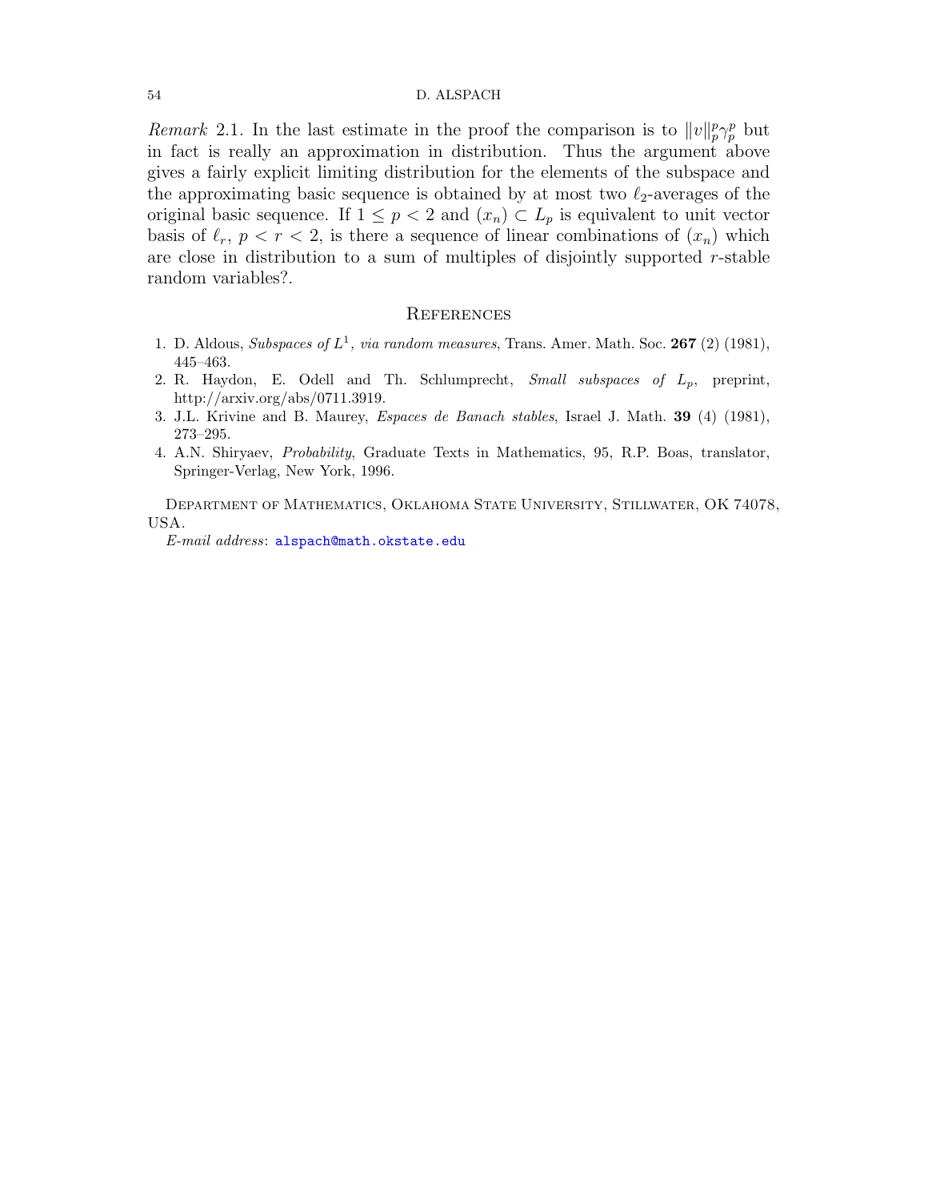*Remark* 2.1. In the last estimate in the proof the comparison is to $\|v\|_p^p \gamma_p^p$ but in fact is really an approximation in distribution. Thus the argument above gives a fairly explicit limiting distribution for the elements of the subspace and the approximating basic sequence is obtained by at most two $\ell_2$-averages of the original basic sequence. If $1 \leq p < 2$ and $(x_n) \subset L_p$ is equivalent to unit vector basis of $\ell_r$, $p < r < 2$, is there a sequence of linear combinations of $(x_n)$ which are close in distribution to a sum of multiples of disjointly supported $r$-stable random variables?.

## References

1. D. Aldous, *Subspaces of $L^1$, via random measures*, Trans. Amer. Math. Soc. **267** (2) (1981), 445–463.
2. R. Haydon, E. Odell and Th. Schlumprecht, *Small subspaces of $L_p$*, preprint, http://arxiv.org/abs/0711.3919.
3. J.L. Krivine and B. Maurey, *Espaces de Banach stables*, Israel J. Math. **39** (4) (1981), 273–295.
4. A.N. Shiryaev, *Probability*, Graduate Texts in Mathematics, 95, R.P. Boas, translator, Springer-Verlag, New York, 1996.

Department of Mathematics, Oklahoma State University, Stillwater, OK 74078, USA.

*E-mail address*: alspach@math.okstate.edu